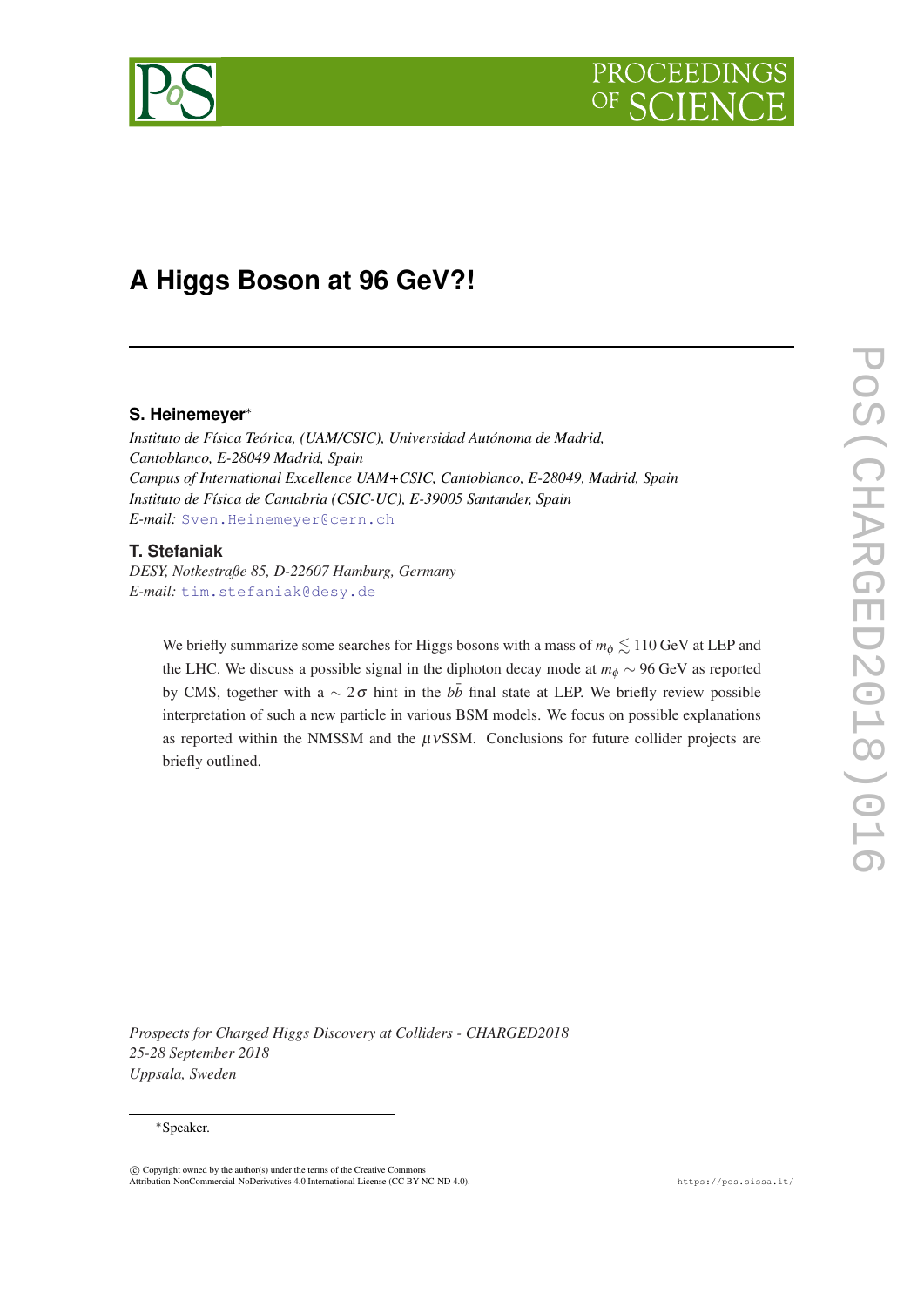# A Higgs Boson at 96 GeV?!

**S. Heinemeyer***

*Instituto de Física Teórica, (UAM/CSIC), Universidad Autónoma de Madrid, Cantoblanco, E-28049 Madrid, Spain*
*Campus of International Excellence UAM+CSIC, Cantoblanco, E-28049, Madrid, Spain*
*Instituto de Física de Cantabria (CSIC-UC), E-39005 Santander, Spain*
*E-mail:* Sven.Heinemeyer@cern.ch

**T. Stefaniak**

*DESY, Notkestraße 85, D-22607 Hamburg, Germany*
*E-mail:* tim.stefaniak@desy.de

We briefly summarize some searches for Higgs bosons with a mass of $m_\phi \lesssim 110$ GeV at LEP and the LHC. We discuss a possible signal in the diphoton decay mode at $m_\phi \sim 96$ GeV as reported by CMS, together with a $\sim 2\,\sigma$ hint in the $b\bar{b}$ final state at LEP. We briefly review possible interpretation of such a new particle in various BSM models. We focus on possible explanations as reported within the NMSSM and the $\mu\nu$SSM. Conclusions for future collider projects are briefly outlined.

*Prospects for Charged Higgs Discovery at Colliders - CHARGED2018*
*25-28 September 2018*
*Uppsala, Sweden*

*Speaker.

© Copyright owned by the author(s) under the terms of the Creative Commons Attribution-NonCommercial-NoDerivatives 4.0 International License (CC BY-NC-ND 4.0).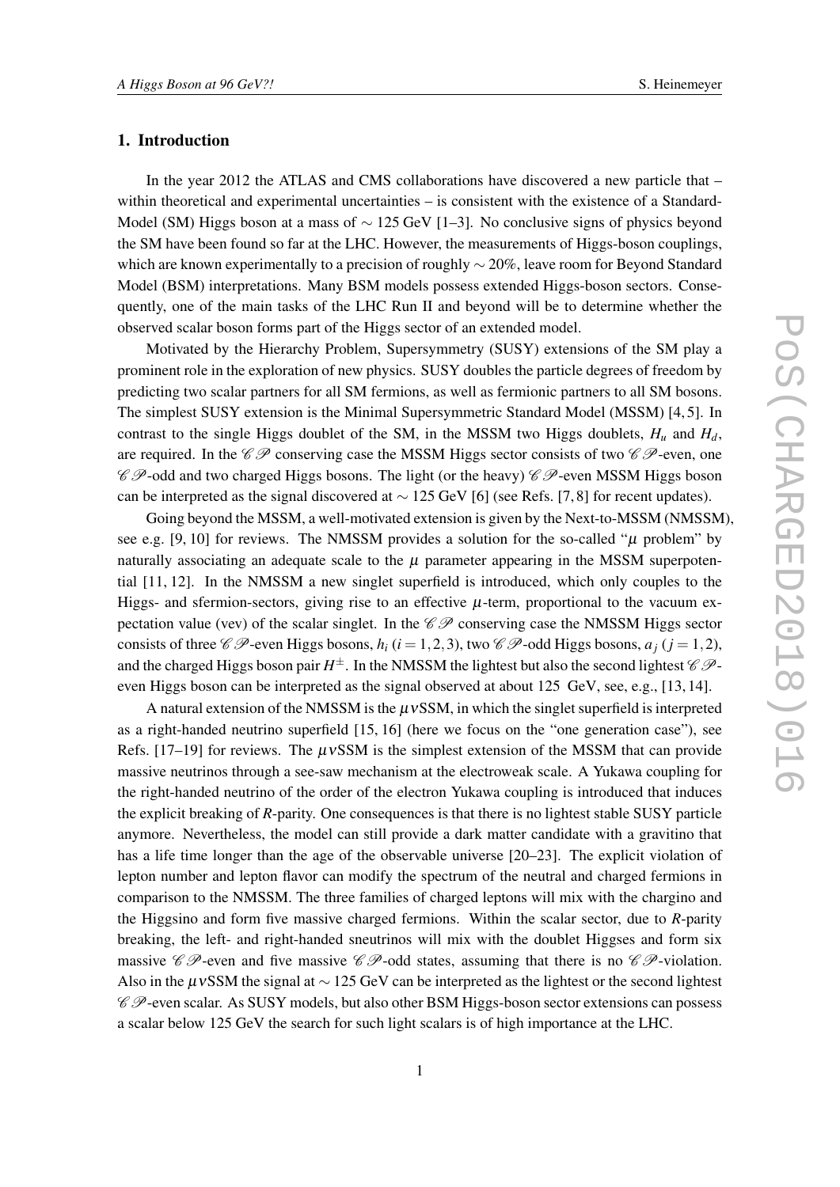## 1. Introduction

In the year 2012 the ATLAS and CMS collaborations have discovered a new particle that – within theoretical and experimental uncertainties – is consistent with the existence of a Standard-Model (SM) Higgs boson at a mass of $\sim 125$ GeV [1–3]. No conclusive signs of physics beyond the SM have been found so far at the LHC. However, the measurements of Higgs-boson couplings, which are known experimentally to a precision of roughly $\sim 20\%$, leave room for Beyond Standard Model (BSM) interpretations. Many BSM models possess extended Higgs-boson sectors. Consequently, one of the main tasks of the LHC Run II and beyond will be to determine whether the observed scalar boson forms part of the Higgs sector of an extended model.

Motivated by the Hierarchy Problem, Supersymmetry (SUSY) extensions of the SM play a prominent role in the exploration of new physics. SUSY doubles the particle degrees of freedom by predicting two scalar partners for all SM fermions, as well as fermionic partners to all SM bosons. The simplest SUSY extension is the Minimal Supersymmetric Standard Model (MSSM) [4, 5]. In contrast to the single Higgs doublet of the SM, in the MSSM two Higgs doublets, $H_u$ and $H_d$, are required. In the $\mathscr{CP}$ conserving case the MSSM Higgs sector consists of two $\mathscr{CP}$-even, one $\mathscr{CP}$-odd and two charged Higgs bosons. The light (or the heavy) $\mathscr{CP}$-even MSSM Higgs boson can be interpreted as the signal discovered at $\sim 125$ GeV [6] (see Refs. [7, 8] for recent updates).

Going beyond the MSSM, a well-motivated extension is given by the Next-to-MSSM (NMSSM), see e.g. [9, 10] for reviews. The NMSSM provides a solution for the so-called "$\mu$ problem" by naturally associating an adequate scale to the $\mu$ parameter appearing in the MSSM superpotential [11, 12]. In the NMSSM a new singlet superfield is introduced, which only couples to the Higgs- and sfermion-sectors, giving rise to an effective $\mu$-term, proportional to the vacuum expectation value (vev) of the scalar singlet. In the $\mathscr{CP}$ conserving case the NMSSM Higgs sector consists of three $\mathscr{CP}$-even Higgs bosons, $h_i$ ($i = 1, 2, 3$), two $\mathscr{CP}$-odd Higgs bosons, $a_j$ ($j = 1, 2$), and the charged Higgs boson pair $H^\pm$. In the NMSSM the lightest but also the second lightest $\mathscr{CP}$-even Higgs boson can be interpreted as the signal observed at about 125 GeV, see, e.g., [13, 14].

A natural extension of the NMSSM is the $\mu\nu$SSM, in which the singlet superfield is interpreted as a right-handed neutrino superfield [15, 16] (here we focus on the "one generation case"), see Refs. [17–19] for reviews. The $\mu\nu$SSM is the simplest extension of the MSSM that can provide massive neutrinos through a see-saw mechanism at the electroweak scale. A Yukawa coupling for the right-handed neutrino of the order of the electron Yukawa coupling is introduced that induces the explicit breaking of $R$-parity. One consequences is that there is no lightest stable SUSY particle anymore. Nevertheless, the model can still provide a dark matter candidate with a gravitino that has a life time longer than the age of the observable universe [20–23]. The explicit violation of lepton number and lepton flavor can modify the spectrum of the neutral and charged fermions in comparison to the NMSSM. The three families of charged leptons will mix with the chargino and the Higgsino and form five massive charged fermions. Within the scalar sector, due to $R$-parity breaking, the left- and right-handed sneutrinos will mix with the doublet Higgses and form six massive $\mathscr{CP}$-even and five massive $\mathscr{CP}$-odd states, assuming that there is no $\mathscr{CP}$-violation. Also in the $\mu\nu$SSM the signal at $\sim 125$ GeV can be interpreted as the lightest or the second lightest $\mathscr{CP}$-even scalar. As SUSY models, but also other BSM Higgs-boson sector extensions can possess a scalar below 125 GeV the search for such light scalars is of high importance at the LHC.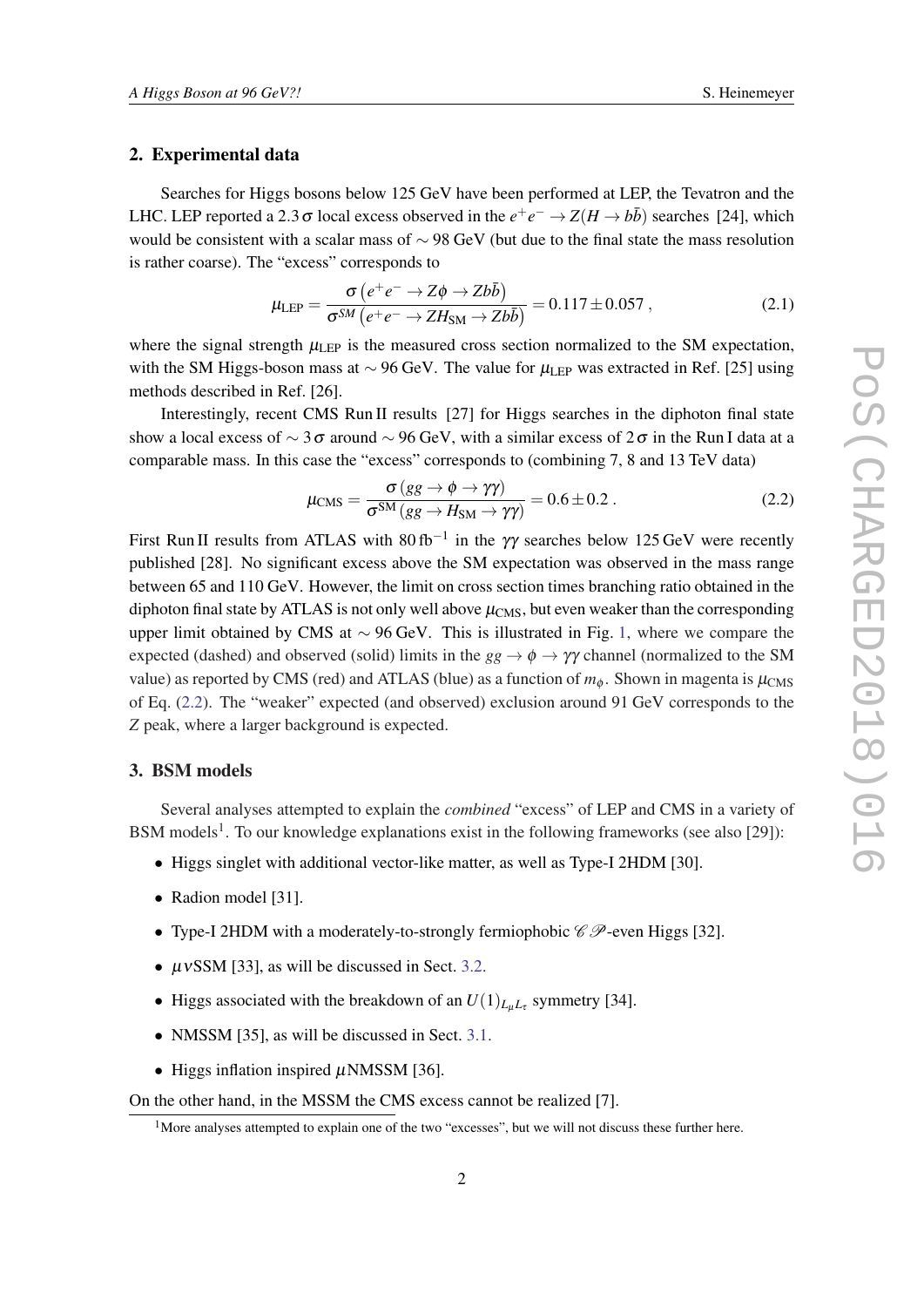## 2. Experimental data

Searches for Higgs bosons below 125 GeV have been performed at LEP, the Tevatron and the LHC. LEP reported a $2.3\,\sigma$ local excess observed in the $e^+e^- \to Z(H \to b\bar{b})$ searches [24], which would be consistent with a scalar mass of $\sim 98$ GeV (but due to the final state the mass resolution is rather coarse). The "excess" corresponds to

$$\mu_{\rm LEP} = \frac{\sigma\left(e^+e^- \to Z\phi \to Zb\bar{b}\right)}{\sigma^{SM}\left(e^+e^- \to ZH_{\rm SM} \to Zb\bar{b}\right)} = 0.117 \pm 0.057\,, \tag{2.1}$$

where the signal strength $\mu_{\rm LEP}$ is the measured cross section normalized to the SM expectation, with the SM Higgs-boson mass at $\sim 96$ GeV. The value for $\mu_{\rm LEP}$ was extracted in Ref. [25] using methods described in Ref. [26].

Interestingly, recent CMS Run II results [27] for Higgs searches in the diphoton final state show a local excess of $\sim 3\,\sigma$ around $\sim 96$ GeV, with a similar excess of $2\,\sigma$ in the Run I data at a comparable mass. In this case the "excess" corresponds to (combining 7, 8 and 13 TeV data)

$$\mu_{\rm CMS} = \frac{\sigma\left(gg \to \phi \to \gamma\gamma\right)}{\sigma^{\rm SM}\left(gg \to H_{\rm SM} \to \gamma\gamma\right)} = 0.6 \pm 0.2\,. \tag{2.2}$$

First Run II results from ATLAS with $80\,{\rm fb}^{-1}$ in the $\gamma\gamma$ searches below 125 GeV were recently published [28]. No significant excess above the SM expectation was observed in the mass range between 65 and 110 GeV. However, the limit on cross section times branching ratio obtained in the diphoton final state by ATLAS is not only well above $\mu_{\rm CMS}$, but even weaker than the corresponding upper limit obtained by CMS at $\sim 96$ GeV. This is illustrated in Fig. 1, where we compare the expected (dashed) and observed (solid) limits in the $gg \to \phi \to \gamma\gamma$ channel (normalized to the SM value) as reported by CMS (red) and ATLAS (blue) as a function of $m_\phi$. Shown in magenta is $\mu_{\rm CMS}$ of Eq. (2.2). The "weaker" expected (and observed) exclusion around 91 GeV corresponds to the $Z$ peak, where a larger background is expected.

## 3. BSM models

Several analyses attempted to explain the *combined* "excess" of LEP and CMS in a variety of BSM models[1]. To our knowledge explanations exist in the following frameworks (see also [29]):

- Higgs singlet with additional vector-like matter, as well as Type-I 2HDM [30].
- Radion model [31].
- Type-I 2HDM with a moderately-to-strongly fermiophobic $\mathcal{CP}$-even Higgs [32].
- $\mu\nu$SSM [33], as will be discussed in Sect. 3.2.
- Higgs associated with the breakdown of an $U(1)_{L_\mu L_\tau}$ symmetry [34].
- NMSSM [35], as will be discussed in Sect. 3.1.
- Higgs inflation inspired $\mu$NMSSM [36].

On the other hand, in the MSSM the CMS excess cannot be realized [7].

[1] More analyses attempted to explain one of the two "excesses", but we will not discuss these further here.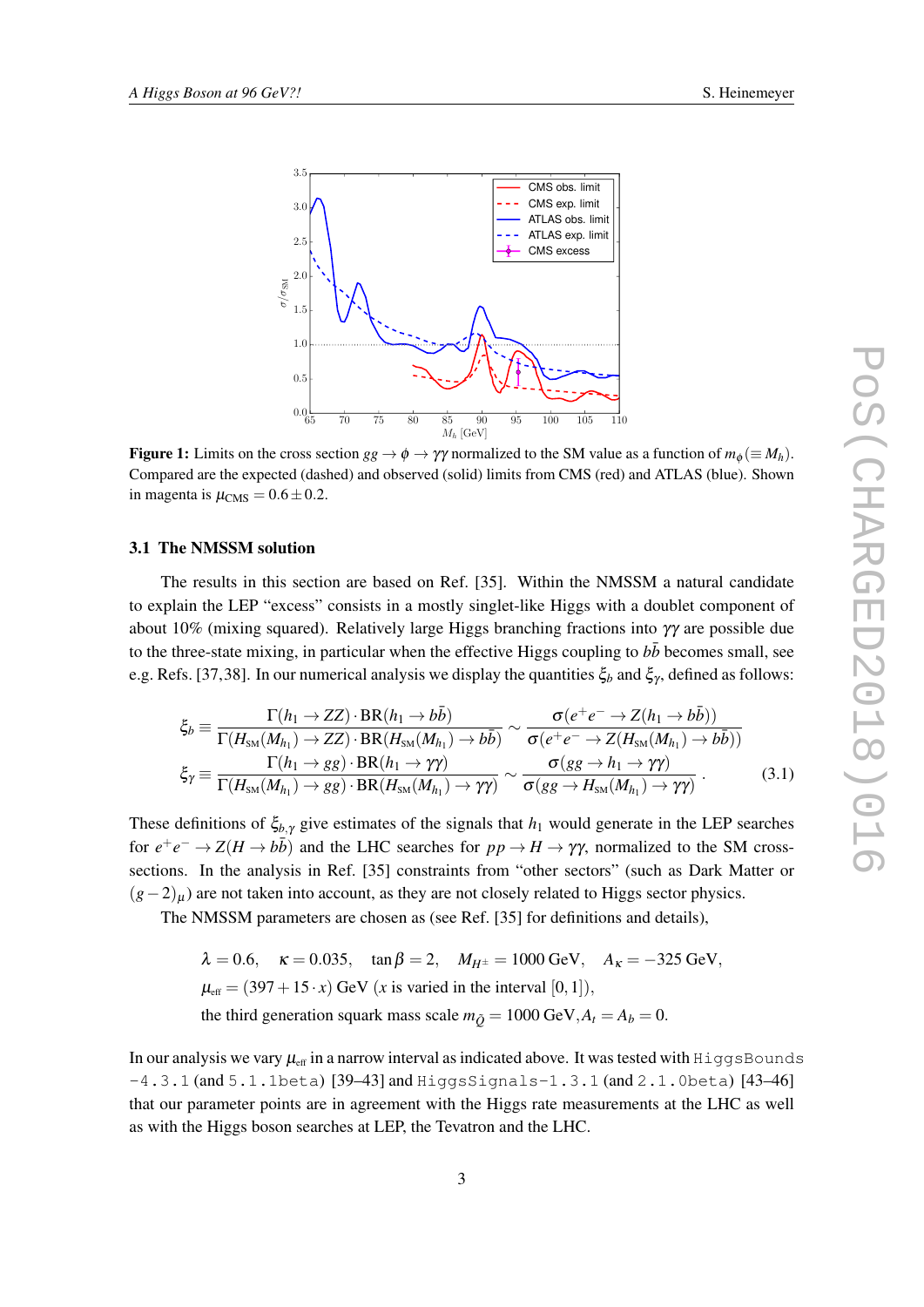**Figure 1:** Limits on the cross section $gg \to \phi \to \gamma\gamma$ normalized to the SM value as a function of $m_\phi (\equiv M_h)$. Compared are the expected (dashed) and observed (solid) limits from CMS (red) and ATLAS (blue). Shown in magenta is $\mu_{\rm CMS} = 0.6 \pm 0.2$.

### 3.1 The NMSSM solution

The results in this section are based on Ref. [35]. Within the NMSSM a natural candidate to explain the LEP "excess" consists in a mostly singlet-like Higgs with a doublet component of about 10% (mixing squared). Relatively large Higgs branching fractions into $\gamma\gamma$ are possible due to the three-state mixing, in particular when the effective Higgs coupling to $b\bar{b}$ becomes small, see e.g. Refs. [37,38]. In our numerical analysis we display the quantities $\xi_b$ and $\xi_\gamma$, defined as follows:

$$
\begin{aligned}
\xi_b &\equiv \frac{\Gamma(h_1 \to ZZ) \cdot \mathrm{BR}(h_1 \to b\bar{b})}{\Gamma(H_{\rm SM}(M_{h_1}) \to ZZ) \cdot \mathrm{BR}(H_{\rm SM}(M_{h_1}) \to b\bar{b})} \sim \frac{\sigma(e^+e^- \to Z(h_1 \to b\bar{b}))}{\sigma(e^+e^- \to Z(H_{\rm SM}(M_{h_1}) \to b\bar{b}))} \\
\xi_\gamma &\equiv \frac{\Gamma(h_1 \to gg) \cdot \mathrm{BR}(h_1 \to \gamma\gamma)}{\Gamma(H_{\rm SM}(M_{h_1}) \to gg) \cdot \mathrm{BR}(H_{\rm SM}(M_{h_1}) \to \gamma\gamma)} \sim \frac{\sigma(gg \to h_1 \to \gamma\gamma)}{\sigma(gg \to H_{\rm SM}(M_{h_1}) \to \gamma\gamma)} \,. 
\end{aligned}
\tag{3.1}
$$

These definitions of $\xi_{b,\gamma}$ give estimates of the signals that $h_1$ would generate in the LEP searches for $e^+e^- \to Z(H \to b\bar{b})$ and the LHC searches for $pp \to H \to \gamma\gamma$, normalized to the SM cross-sections. In the analysis in Ref. [35] constraints from "other sectors" (such as Dark Matter or $(g-2)_\mu$) are not taken into account, as they are not closely related to Higgs sector physics.

The NMSSM parameters are chosen as (see Ref. [35] for definitions and details),

$$
\begin{aligned}
&\lambda = 0.6, \quad \kappa = 0.035, \quad \tan\beta = 2, \quad M_{H^\pm} = 1000 \text{ GeV}, \quad A_\kappa = -325 \text{ GeV}, \\
&\mu_{\rm eff} = (397 + 15 \cdot x) \text{ GeV } (x \text{ is varied in the interval } [0,1]), \\
&\text{the third generation squark mass scale } m_{\tilde{Q}} = 1000 \text{ GeV}, A_t = A_b = 0.
\end{aligned}
$$

In our analysis we vary $\mu_{\rm eff}$ in a narrow interval as indicated above. It was tested with `HiggsBounds-4.3.1` (and `5.1.1beta`) [39–43] and `HiggsSignals-1.3.1` (and `2.1.0beta`) [43–46] that our parameter points are in agreement with the Higgs rate measurements at the LHC as well as with the Higgs boson searches at LEP, the Tevatron and the LHC.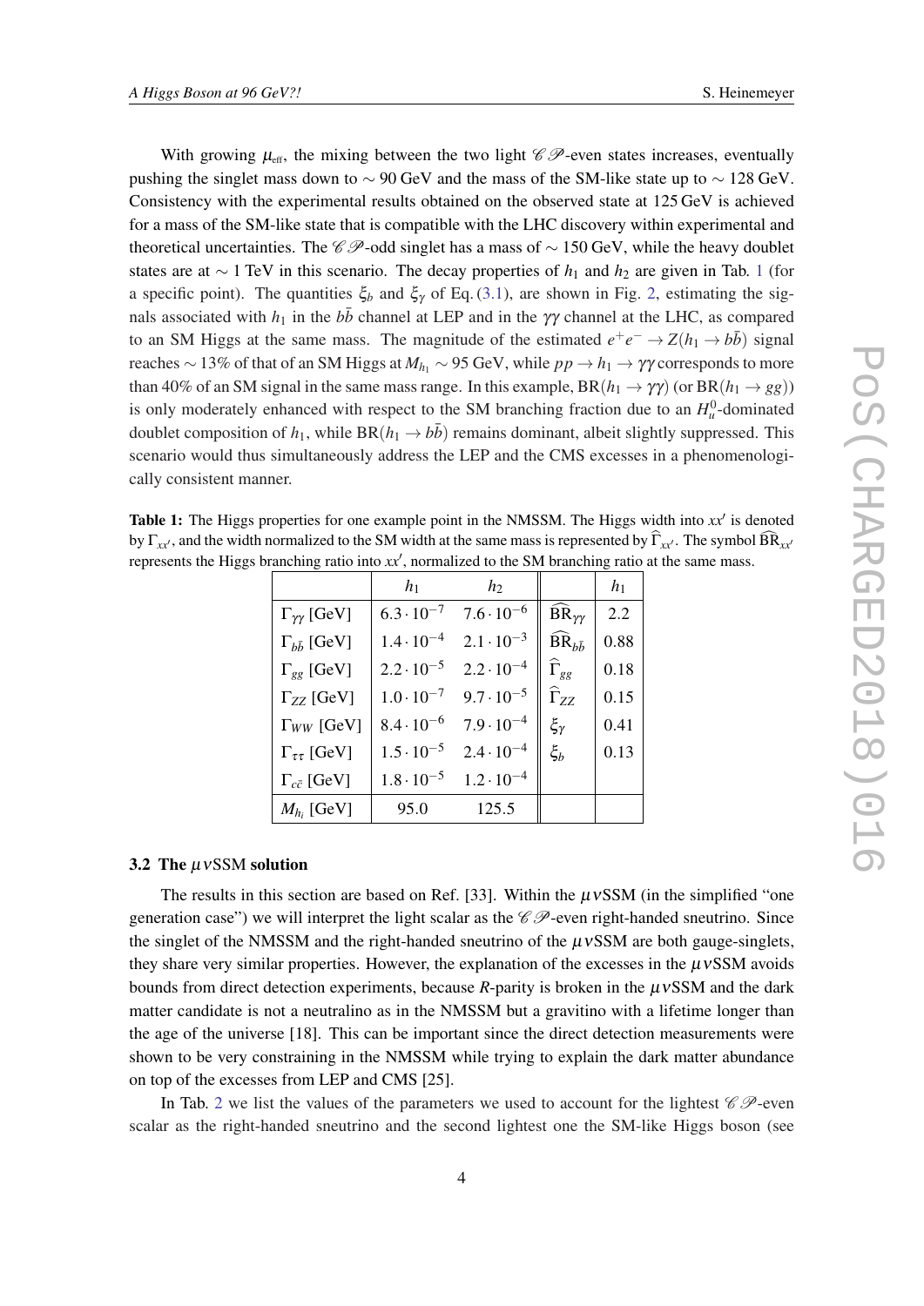With growing $\mu_{\rm eff}$, the mixing between the two light $\mathcal{CP}$-even states increases, eventually pushing the singlet mass down to $\sim 90$ GeV and the mass of the SM-like state up to $\sim 128$ GeV. Consistency with the experimental results obtained on the observed state at 125 GeV is achieved for a mass of the SM-like state that is compatible with the LHC discovery within experimental and theoretical uncertainties. The $\mathcal{CP}$-odd singlet has a mass of $\sim 150$ GeV, while the heavy doublet states are at $\sim 1$ TeV in this scenario. The decay properties of $h_1$ and $h_2$ are given in Tab. 1 (for a specific point). The quantities $\xi_b$ and $\xi_\gamma$ of Eq. (3.1), are shown in Fig. 2, estimating the signals associated with $h_1$ in the $b\bar{b}$ channel at LEP and in the $\gamma\gamma$ channel at the LHC, as compared to an SM Higgs at the same mass. The magnitude of the estimated $e^+e^- \to Z(h_1 \to b\bar{b})$ signal reaches $\sim 13\%$ of that of an SM Higgs at $M_{h_1} \sim 95$ GeV, while $pp \to h_1 \to \gamma\gamma$ corresponds to more than 40% of an SM signal in the same mass range. In this example, $\mathrm{BR}(h_1 \to \gamma\gamma)$ (or $\mathrm{BR}(h_1 \to gg)$) is only moderately enhanced with respect to the SM branching fraction due to an $H_u^0$-dominated doublet composition of $h_1$, while $\mathrm{BR}(h_1 \to b\bar{b})$ remains dominant, albeit slightly suppressed. This scenario would thus simultaneously address the LEP and the CMS excesses in a phenomenologically consistent manner.

**Table 1:** The Higgs properties for one example point in the NMSSM. The Higgs width into $xx'$ is denoted by $\Gamma_{xx'}$, and the width normalized to the SM width at the same mass is represented by $\widehat{\Gamma}_{xx'}$. The symbol $\widehat{\mathrm{BR}}_{xx'}$ represents the Higgs branching ratio into $xx'$, normalized to the SM branching ratio at the same mass.

| | $h_1$ | $h_2$ | | $h_1$ |
|---|---|---|---|---|
| $\Gamma_{\gamma\gamma}$ [GeV] | $6.3 \cdot 10^{-7}$ | $7.6 \cdot 10^{-6}$ | $\widehat{\mathrm{BR}}_{\gamma\gamma}$ | 2.2 |
| $\Gamma_{b\bar{b}}$ [GeV] | $1.4 \cdot 10^{-4}$ | $2.1 \cdot 10^{-3}$ | $\widehat{\mathrm{BR}}_{b\bar{b}}$ | 0.88 |
| $\Gamma_{gg}$ [GeV] | $2.2 \cdot 10^{-5}$ | $2.2 \cdot 10^{-4}$ | $\widehat{\Gamma}_{gg}$ | 0.18 |
| $\Gamma_{ZZ}$ [GeV] | $1.0 \cdot 10^{-7}$ | $9.7 \cdot 10^{-5}$ | $\widehat{\Gamma}_{ZZ}$ | 0.15 |
| $\Gamma_{WW}$ [GeV] | $8.4 \cdot 10^{-6}$ | $7.9 \cdot 10^{-4}$ | $\xi_\gamma$ | 0.41 |
| $\Gamma_{\tau\tau}$ [GeV] | $1.5 \cdot 10^{-5}$ | $2.4 \cdot 10^{-4}$ | $\xi_b$ | 0.13 |
| $\Gamma_{c\bar{c}}$ [GeV] | $1.8 \cdot 10^{-5}$ | $1.2 \cdot 10^{-4}$ | | |
| $M_{h_i}$ [GeV] | 95.0 | 125.5 | | |

### 3.2 The $\mu\nu$SSM solution

The results in this section are based on Ref. [33]. Within the $\mu\nu$SSM (in the simplified "one generation case") we will interpret the light scalar as the $\mathcal{CP}$-even right-handed sneutrino. Since the singlet of the NMSSM and the right-handed sneutrino of the $\mu\nu$SSM are both gauge-singlets, they share very similar properties. However, the explanation of the excesses in the $\mu\nu$SSM avoids bounds from direct detection experiments, because *R*-parity is broken in the $\mu\nu$SSM and the dark matter candidate is not a neutralino as in the NMSSM but a gravitino with a lifetime longer than the age of the universe [18]. This can be important since the direct detection measurements were shown to be very constraining in the NMSSM while trying to explain the dark matter abundance on top of the excesses from LEP and CMS [25].

In Tab. 2 we list the values of the parameters we used to account for the lightest $\mathcal{CP}$-even scalar as the right-handed sneutrino and the second lightest one the SM-like Higgs boson (see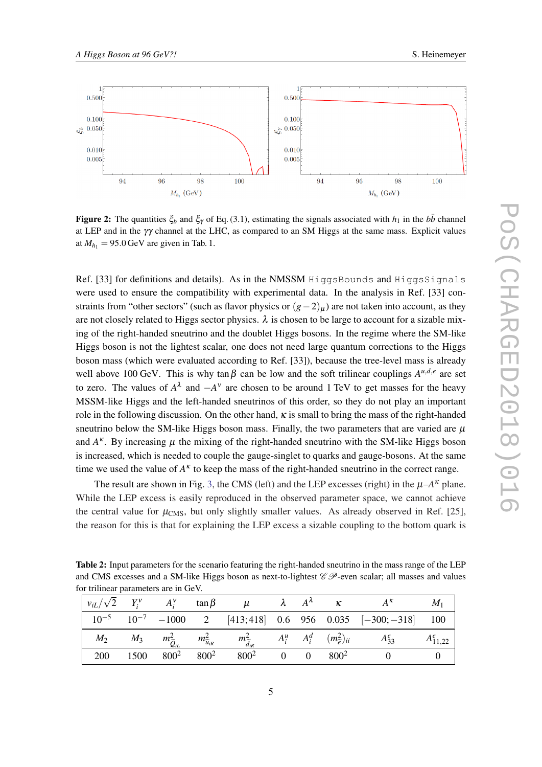**Figure 2:** The quantities $\xi_b$ and $\xi_\gamma$ of Eq. (3.1), estimating the signals associated with $h_1$ in the $b\bar{b}$ channel at LEP and in the $\gamma\gamma$ channel at the LHC, as compared to an SM Higgs at the same mass. Explicit values at $M_{h_1} = 95.0\,\text{GeV}$ are given in Tab. 1.

Ref. [33] for definitions and details). As in the NMSSM HiggsBounds and HiggsSignals were used to ensure the compatibility with experimental data. In the analysis in Ref. [33] constraints from "other sectors" (such as flavor physics or $(g-2)_\mu$) are not taken into account, as they are not closely related to Higgs sector physics. $\lambda$ is chosen to be large to account for a sizable mixing of the right-handed sneutrino and the doublet Higgs bosons. In the regime where the SM-like Higgs boson is not the lightest scalar, one does not need large quantum corrections to the Higgs boson mass (which were evaluated according to Ref. [33]), because the tree-level mass is already well above 100 GeV. This is why $\tan\beta$ can be low and the soft trilinear couplings $A^{u,d,e}$ are set to zero. The values of $A^\lambda$ and $-A^\nu$ are chosen to be around 1 TeV to get masses for the heavy MSSM-like Higgs and the left-handed sneutrinos of this order, so they do not play an important role in the following discussion. On the other hand, $\kappa$ is small to bring the mass of the right-handed sneutrino below the SM-like Higgs boson mass. Finally, the two parameters that are varied are $\mu$ and $A^\kappa$. By increasing $\mu$ the mixing of the right-handed sneutrino with the SM-like Higgs boson is increased, which is needed to couple the gauge-singlet to quarks and gauge-bosons. At the same time we used the value of $A^\kappa$ to keep the mass of the right-handed sneutrino in the correct range.

The result are shown in Fig. 3, the CMS (left) and the LEP excesses (right) in the $\mu$–$A^\kappa$ plane. While the LEP excess is easily reproduced in the observed parameter space, we cannot achieve the central value for $\mu_{\text{CMS}}$, but only slightly smaller values. As already observed in Ref. [25], the reason for this is that for explaining the LEP excess a sizable coupling to the bottom quark is

**Table 2:** Input parameters for the scenario featuring the right-handed sneutrino in the mass range of the LEP and CMS excesses and a SM-like Higgs boson as next-to-lightest $\mathcal{CP}$-even scalar; all masses and values for trilinear parameters are in GeV.

| $v_{iL}/\sqrt{2}$ | $Y_i^\nu$ | $A_i^\nu$ | $\tan\beta$ | $\mu$ | $\lambda$ | $A^\lambda$ | $\kappa$ | $A^\kappa$ | $M_1$ |
|---|---|---|---|---|---|---|---|---|---|
| $10^{-5}$ | $10^{-7}$ | $-1000$ | 2 | [413;418] | 0.6 | 956 | 0.035 | [$-300$; $-318$] | 100 |
| $M_2$ | $M_3$ | $m^2_{\tilde{Q}_{iL}}$ | $m^2_{\tilde{u}_{iR}}$ | $m^2_{\tilde{d}_{iR}}$ | $A_i^u$ | $A_i^d$ | $(m^2_{\tilde{e}})_{ii}$ | $A_{33}^e$ | $A_{11,22}^e$ |
| 200 | 1500 | $800^2$ | $800^2$ | $800^2$ | 0 | 0 | $800^2$ | 0 | 0 |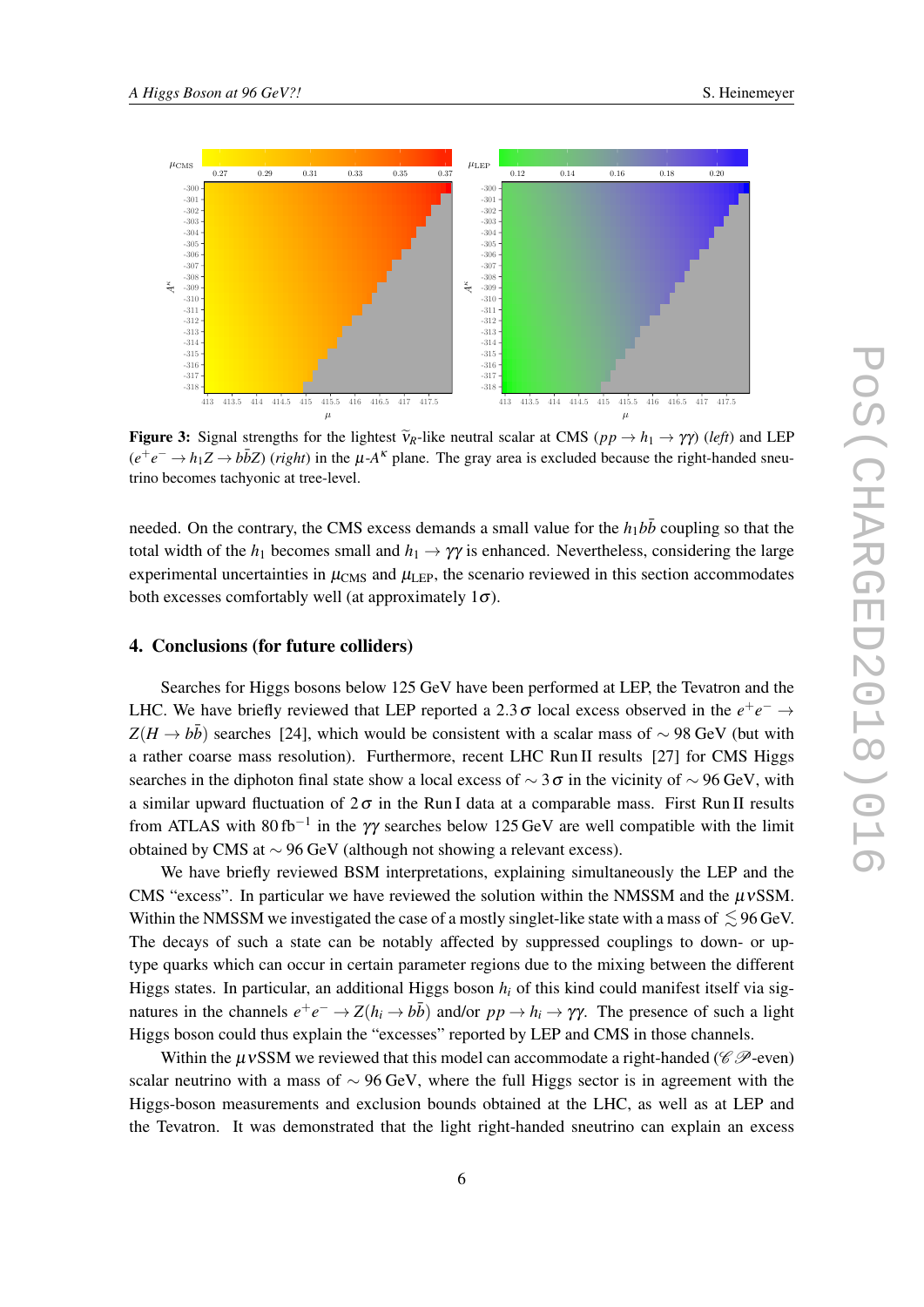**Figure 3:** Signal strengths for the lightest $\tilde{\nu}_R$-like neutral scalar at CMS ($pp \to h_1 \to \gamma\gamma$) (*left*) and LEP ($e^+e^- \to h_1 Z \to b\bar{b}Z$) (*right*) in the $\mu$-$A^\kappa$ plane. The gray area is excluded because the right-handed sneutrino becomes tachyonic at tree-level.

needed. On the contrary, the CMS excess demands a small value for the $h_1 b\bar{b}$ coupling so that the total width of the $h_1$ becomes small and $h_1 \to \gamma\gamma$ is enhanced. Nevertheless, considering the large experimental uncertainties in $\mu_{\rm CMS}$ and $\mu_{\rm LEP}$, the scenario reviewed in this section accommodates both excesses comfortably well (at approximately $1\sigma$).

## 4. Conclusions (for future colliders)

Searches for Higgs bosons below 125 GeV have been performed at LEP, the Tevatron and the LHC. We have briefly reviewed that LEP reported a $2.3\,\sigma$ local excess observed in the $e^+e^- \to Z(H \to b\bar{b})$ searches [24], which would be consistent with a scalar mass of $\sim 98$ GeV (but with a rather coarse mass resolution). Furthermore, recent LHC Run II results [27] for CMS Higgs searches in the diphoton final state show a local excess of $\sim 3\,\sigma$ in the vicinity of $\sim 96$ GeV, with a similar upward fluctuation of $2\,\sigma$ in the Run I data at a comparable mass. First Run II results from ATLAS with 80 fb$^{-1}$ in the $\gamma\gamma$ searches below 125 GeV are well compatible with the limit obtained by CMS at $\sim 96$ GeV (although not showing a relevant excess).

We have briefly reviewed BSM interpretations, explaining simultaneously the LEP and the CMS "excess". In particular we have reviewed the solution within the NMSSM and the $\mu\nu$SSM. Within the NMSSM we investigated the case of a mostly singlet-like state with a mass of $\lesssim 96$ GeV. The decays of such a state can be notably affected by suppressed couplings to down- or up-type quarks which can occur in certain parameter regions due to the mixing between the different Higgs states. In particular, an additional Higgs boson $h_i$ of this kind could manifest itself via signatures in the channels $e^+e^- \to Z(h_i \to b\bar{b})$ and/or $pp \to h_i \to \gamma\gamma$. The presence of such a light Higgs boson could thus explain the "excesses" reported by LEP and CMS in those channels.

Within the $\mu\nu$SSM we reviewed that this model can accommodate a right-handed ($\mathcal{CP}$-even) scalar neutrino with a mass of $\sim 96$ GeV, where the full Higgs sector is in agreement with the Higgs-boson measurements and exclusion bounds obtained at the LHC, as well as at LEP and the Tevatron. It was demonstrated that the light right-handed sneutrino can explain an excess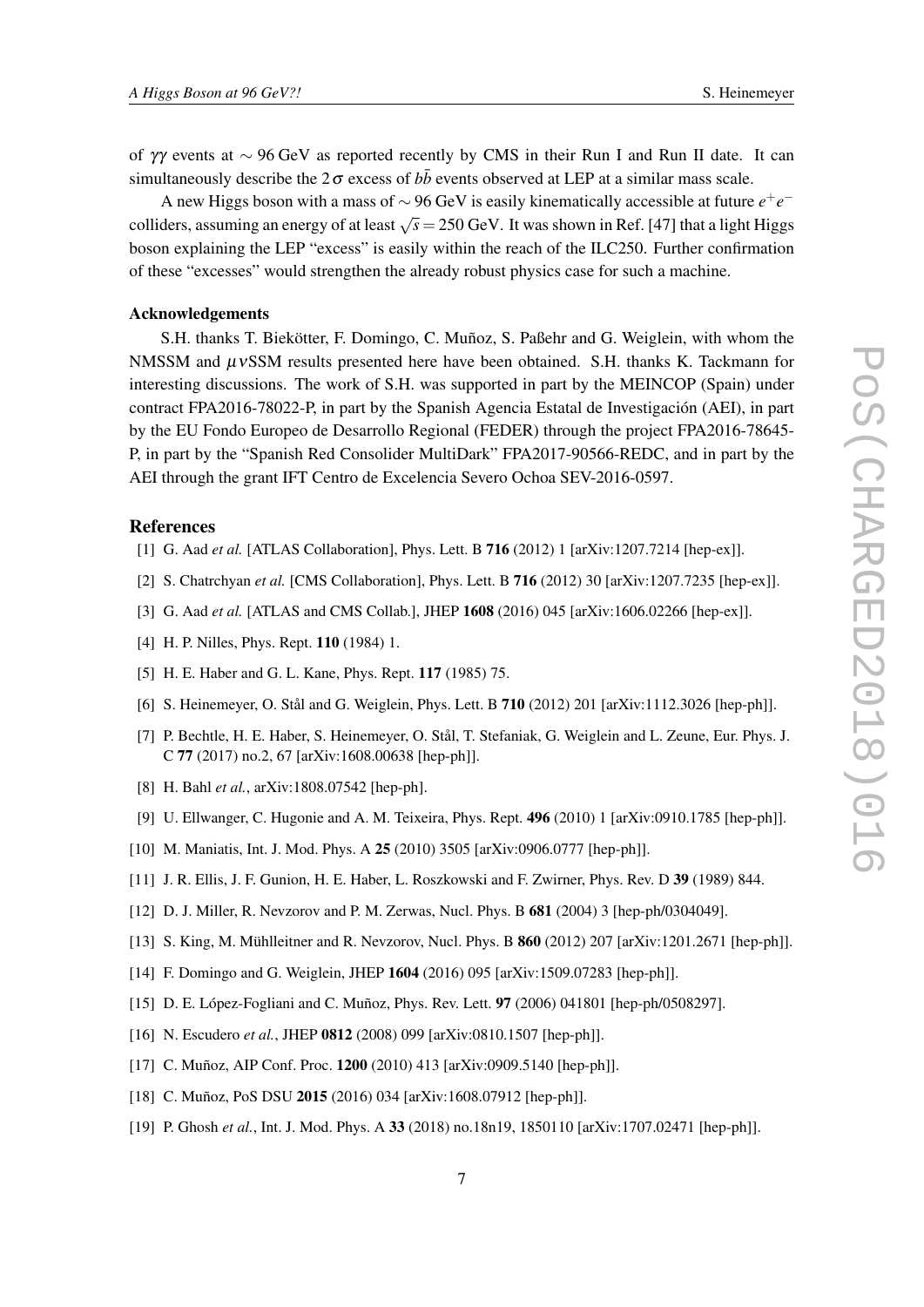of $\gamma\gamma$ events at $\sim 96$ GeV as reported recently by CMS in their Run I and Run II date. It can simultaneously describe the $2\sigma$ excess of $b\bar{b}$ events observed at LEP at a similar mass scale.

A new Higgs boson with a mass of $\sim 96$ GeV is easily kinematically accessible at future $e^+e^-$ colliders, assuming an energy of at least $\sqrt{s} = 250$ GeV. It was shown in Ref. [47] that a light Higgs boson explaining the LEP "excess" is easily within the reach of the ILC250. Further confirmation of these "excesses" would strengthen the already robust physics case for such a machine.

#### Acknowledgements

S.H. thanks T. Biekötter, F. Domingo, C. Muñoz, S. Paßehr and G. Weiglein, with whom the NMSSM and $\mu\nu$SSM results presented here have been obtained. S.H. thanks K. Tackmann for interesting discussions. The work of S.H. was supported in part by the MEINCOP (Spain) under contract FPA2016-78022-P, in part by the Spanish Agencia Estatal de Investigación (AEI), in part by the EU Fondo Europeo de Desarrollo Regional (FEDER) through the project FPA2016-78645-P, in part by the "Spanish Red Consolider MultiDark" FPA2017-90566-REDC, and in part by the AEI through the grant IFT Centro de Excelencia Severo Ochoa SEV-2016-0597.

## References

[1] G. Aad *et al.* [ATLAS Collaboration], Phys. Lett. B **716** (2012) 1 [arXiv:1207.7214 [hep-ex]].

[2] S. Chatrchyan *et al.* [CMS Collaboration], Phys. Lett. B **716** (2012) 30 [arXiv:1207.7235 [hep-ex]].

[3] G. Aad *et al.* [ATLAS and CMS Collab.], JHEP **1608** (2016) 045 [arXiv:1606.02266 [hep-ex]].

[4] H. P. Nilles, Phys. Rept. **110** (1984) 1.

[5] H. E. Haber and G. L. Kane, Phys. Rept. **117** (1985) 75.

[6] S. Heinemeyer, O. Stål and G. Weiglein, Phys. Lett. B **710** (2012) 201 [arXiv:1112.3026 [hep-ph]].

[7] P. Bechtle, H. E. Haber, S. Heinemeyer, O. Stål, T. Stefaniak, G. Weiglein and L. Zeune, Eur. Phys. J. C **77** (2017) no.2, 67 [arXiv:1608.00638 [hep-ph]].

[8] H. Bahl *et al.*, arXiv:1808.07542 [hep-ph].

[9] U. Ellwanger, C. Hugonie and A. M. Teixeira, Phys. Rept. **496** (2010) 1 [arXiv:0910.1785 [hep-ph]].

[10] M. Maniatis, Int. J. Mod. Phys. A **25** (2010) 3505 [arXiv:0906.0777 [hep-ph]].

[11] J. R. Ellis, J. F. Gunion, H. E. Haber, L. Roszkowski and F. Zwirner, Phys. Rev. D **39** (1989) 844.

[12] D. J. Miller, R. Nevzorov and P. M. Zerwas, Nucl. Phys. B **681** (2004) 3 [hep-ph/0304049].

[13] S. King, M. Mühlleitner and R. Nevzorov, Nucl. Phys. B **860** (2012) 207 [arXiv:1201.2671 [hep-ph]].

[14] F. Domingo and G. Weiglein, JHEP **1604** (2016) 095 [arXiv:1509.07283 [hep-ph]].

[15] D. E. López-Fogliani and C. Muñoz, Phys. Rev. Lett. **97** (2006) 041801 [hep-ph/0508297].

[16] N. Escudero *et al.*, JHEP **0812** (2008) 099 [arXiv:0810.1507 [hep-ph]].

[17] C. Muñoz, AIP Conf. Proc. **1200** (2010) 413 [arXiv:0909.5140 [hep-ph]].

[18] C. Muñoz, PoS DSU **2015** (2016) 034 [arXiv:1608.07912 [hep-ph]].

[19] P. Ghosh *et al.*, Int. J. Mod. Phys. A **33** (2018) no.18n19, 1850110 [arXiv:1707.02471 [hep-ph]].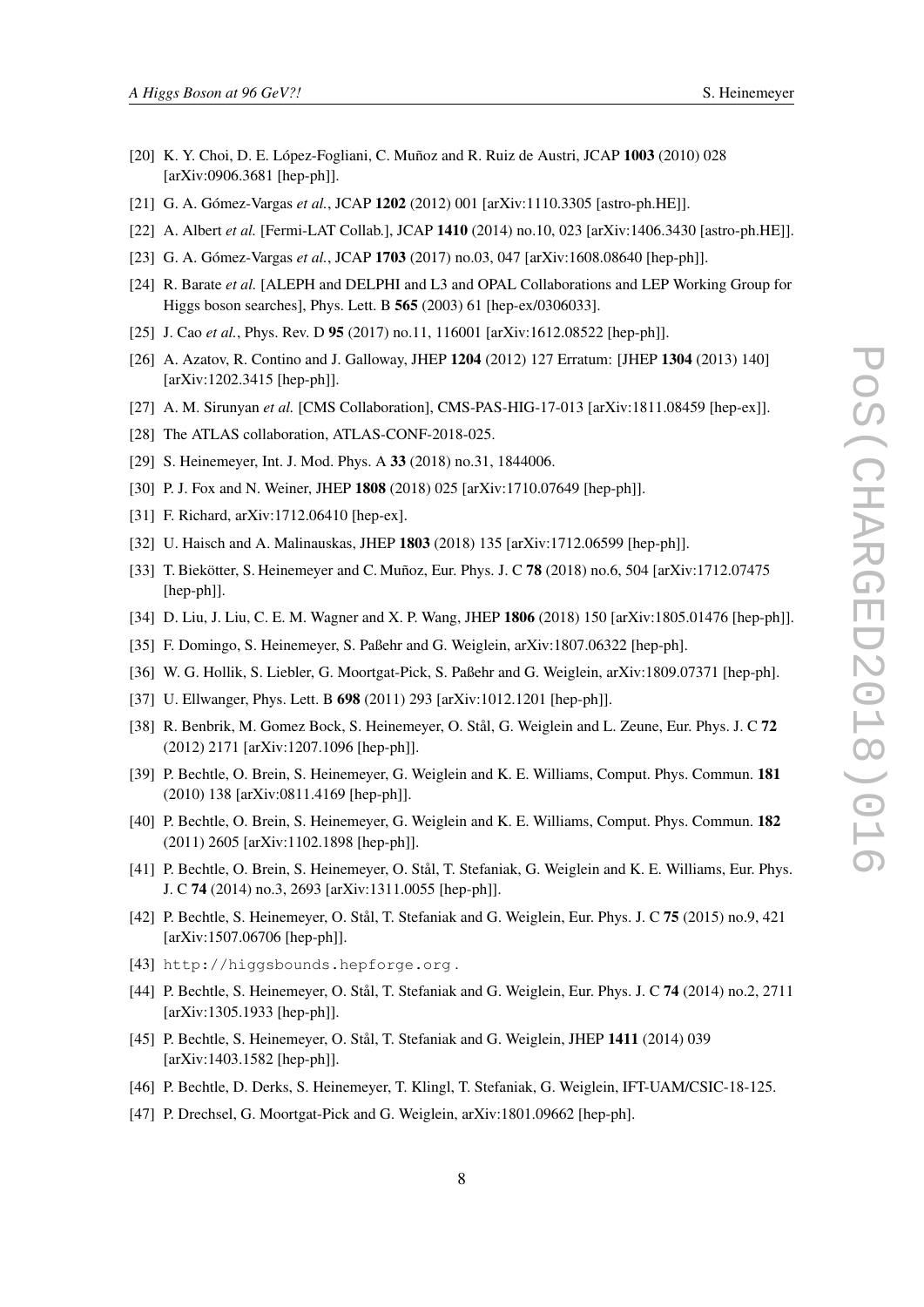[20] K. Y. Choi, D. E. López-Fogliani, C. Muñoz and R. Ruiz de Austri, JCAP **1003** (2010) 028 [arXiv:0906.3681 [hep-ph]].

[21] G. A. Gómez-Vargas *et al.*, JCAP **1202** (2012) 001 [arXiv:1110.3305 [astro-ph.HE]].

[22] A. Albert *et al.* [Fermi-LAT Collab.], JCAP **1410** (2014) no.10, 023 [arXiv:1406.3430 [astro-ph.HE]].

[23] G. A. Gómez-Vargas *et al.*, JCAP **1703** (2017) no.03, 047 [arXiv:1608.08640 [hep-ph]].

[24] R. Barate *et al.* [ALEPH and DELPHI and L3 and OPAL Collaborations and LEP Working Group for Higgs boson searches], Phys. Lett. B **565** (2003) 61 [hep-ex/0306033].

[25] J. Cao *et al.*, Phys. Rev. D **95** (2017) no.11, 116001 [arXiv:1612.08522 [hep-ph]].

[26] A. Azatov, R. Contino and J. Galloway, JHEP **1204** (2012) 127 Erratum: [JHEP **1304** (2013) 140] [arXiv:1202.3415 [hep-ph]].

[27] A. M. Sirunyan *et al.* [CMS Collaboration], CMS-PAS-HIG-17-013 [arXiv:1811.08459 [hep-ex]].

[28] The ATLAS collaboration, ATLAS-CONF-2018-025.

[29] S. Heinemeyer, Int. J. Mod. Phys. A **33** (2018) no.31, 1844006.

[30] P. J. Fox and N. Weiner, JHEP **1808** (2018) 025 [arXiv:1710.07649 [hep-ph]].

[31] F. Richard, arXiv:1712.06410 [hep-ex].

[32] U. Haisch and A. Malinauskas, JHEP **1803** (2018) 135 [arXiv:1712.06599 [hep-ph]].

[33] T. Biekötter, S. Heinemeyer and C. Muñoz, Eur. Phys. J. C **78** (2018) no.6, 504 [arXiv:1712.07475 [hep-ph]].

[34] D. Liu, J. Liu, C. E. M. Wagner and X. P. Wang, JHEP **1806** (2018) 150 [arXiv:1805.01476 [hep-ph]].

[35] F. Domingo, S. Heinemeyer, S. Paßehr and G. Weiglein, arXiv:1807.06322 [hep-ph].

[36] W. G. Hollik, S. Liebler, G. Moortgat-Pick, S. Paßehr and G. Weiglein, arXiv:1809.07371 [hep-ph].

[37] U. Ellwanger, Phys. Lett. B **698** (2011) 293 [arXiv:1012.1201 [hep-ph]].

[38] R. Benbrik, M. Gomez Bock, S. Heinemeyer, O. Stål, G. Weiglein and L. Zeune, Eur. Phys. J. C **72** (2012) 2171 [arXiv:1207.1096 [hep-ph]].

[39] P. Bechtle, O. Brein, S. Heinemeyer, G. Weiglein and K. E. Williams, Comput. Phys. Commun. **181** (2010) 138 [arXiv:0811.4169 [hep-ph]].

[40] P. Bechtle, O. Brein, S. Heinemeyer, G. Weiglein and K. E. Williams, Comput. Phys. Commun. **182** (2011) 2605 [arXiv:1102.1898 [hep-ph]].

[41] P. Bechtle, O. Brein, S. Heinemeyer, O. Stål, T. Stefaniak, G. Weiglein and K. E. Williams, Eur. Phys. J. C **74** (2014) no.3, 2693 [arXiv:1311.0055 [hep-ph]].

[42] P. Bechtle, S. Heinemeyer, O. Stål, T. Stefaniak and G. Weiglein, Eur. Phys. J. C **75** (2015) no.9, 421 [arXiv:1507.06706 [hep-ph]].

[43] `http://higgsbounds.hepforge.org`.

[44] P. Bechtle, S. Heinemeyer, O. Stål, T. Stefaniak and G. Weiglein, Eur. Phys. J. C **74** (2014) no.2, 2711 [arXiv:1305.1933 [hep-ph]].

[45] P. Bechtle, S. Heinemeyer, O. Stål, T. Stefaniak and G. Weiglein, JHEP **1411** (2014) 039 [arXiv:1403.1582 [hep-ph]].

[46] P. Bechtle, D. Derks, S. Heinemeyer, T. Klingl, T. Stefaniak, G. Weiglein, IFT-UAM/CSIC-18-125.

[47] P. Drechsel, G. Moortgat-Pick and G. Weiglein, arXiv:1801.09662 [hep-ph].